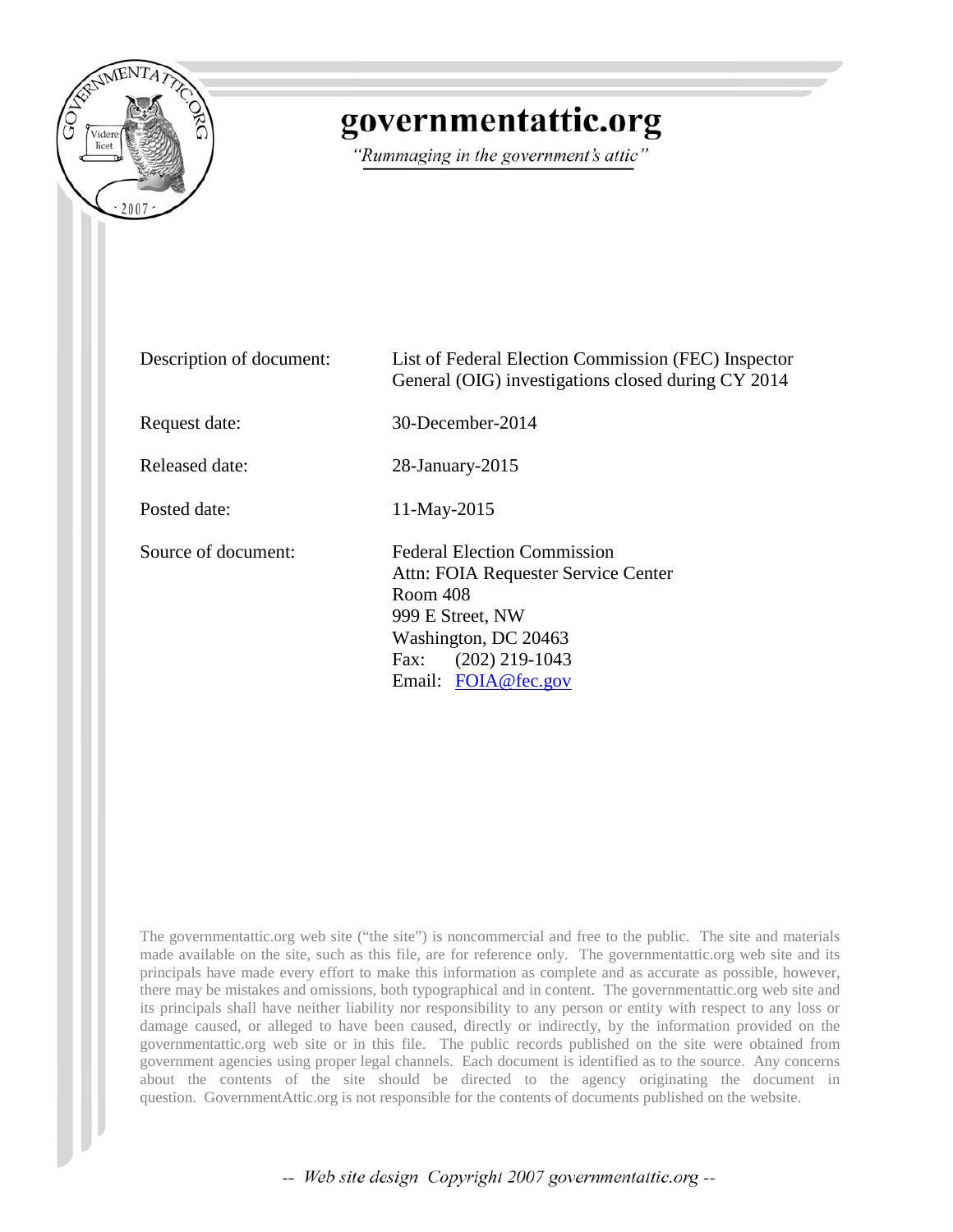# governmentattic.org

*"Rummaging in the government's attic"*

| | |
|---|---|
| Description of document: | List of Federal Election Commission (FEC) Inspector General (OIG) investigations closed during CY 2014 |
| Request date: | 30-December-2014 |
| Released date: | 28-January-2015 |
| Posted date: | 11-May-2015 |
| Source of document: | Federal Election Commission<br>Attn: FOIA Requester Service Center<br>Room 408<br>999 E Street, NW<br>Washington, DC 20463<br>Fax: (202) 219-1043<br>Email: FOIA@fec.gov |

The governmentattic.org web site ("the site") is noncommercial and free to the public. The site and materials made available on the site, such as this file, are for reference only. The governmentattic.org web site and its principals have made every effort to make this information as complete and as accurate as possible, however, there may be mistakes and omissions, both typographical and in content. The governmentattic.org web site and its principals shall have neither liability nor responsibility to any person or entity with respect to any loss or damage caused, or alleged to have been caused, directly or indirectly, by the information provided on the governmentattic.org web site or in this file. The public records published on the site were obtained from government agencies using proper legal channels. Each document is identified as to the source. Any concerns about the contents of the site should be directed to the agency originating the document in question. GovernmentAttic.org is not responsible for the contents of documents published on the website.

-- Web site design Copyright 2007 governmentattic.org --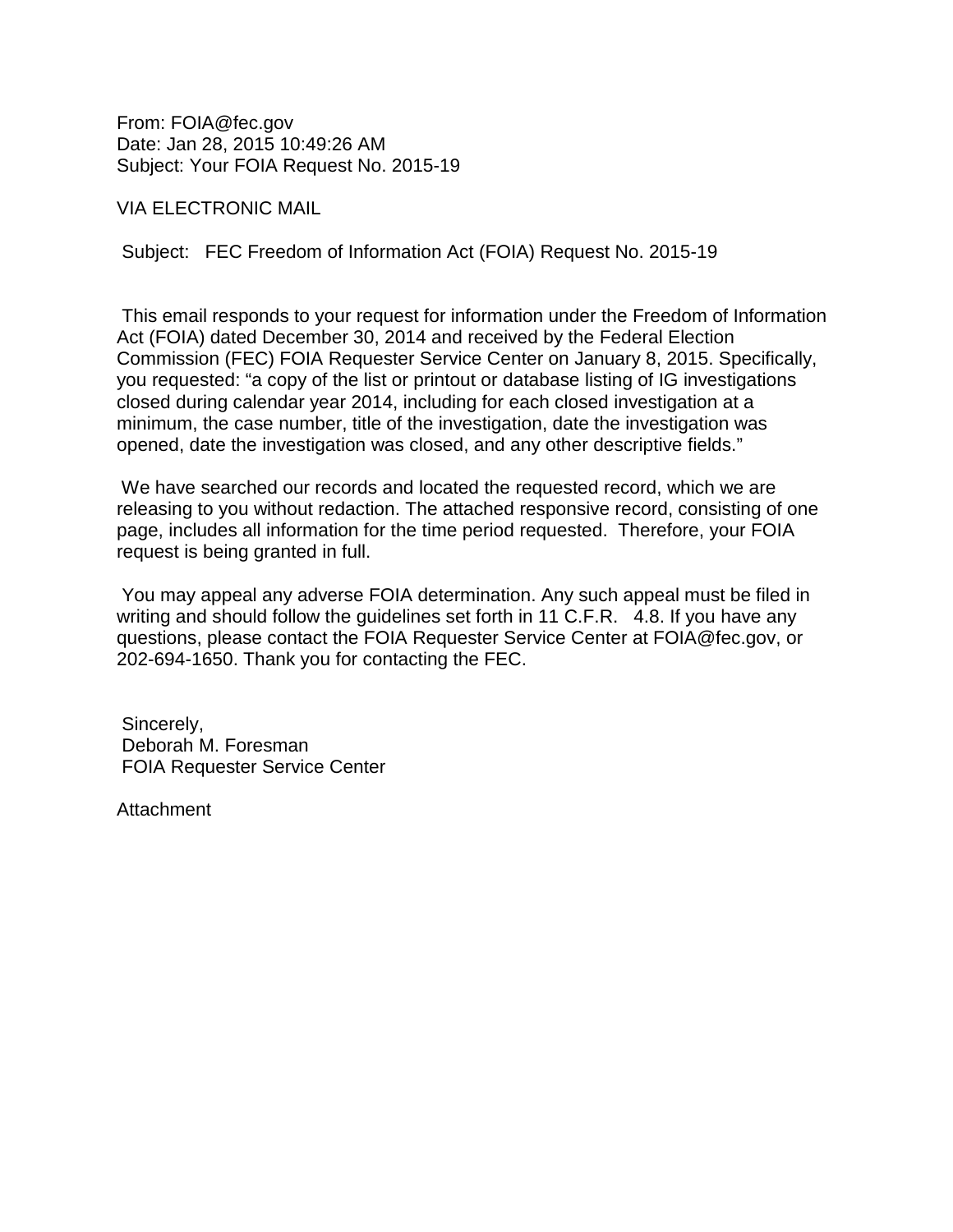From: FOIA@fec.gov
Date: Jan 28, 2015 10:49:26 AM
Subject: Your FOIA Request No. 2015-19

VIA ELECTRONIC MAIL

Subject: FEC Freedom of Information Act (FOIA) Request No. 2015-19

This email responds to your request for information under the Freedom of Information Act (FOIA) dated December 30, 2014 and received by the Federal Election Commission (FEC) FOIA Requester Service Center on January 8, 2015. Specifically, you requested: "a copy of the list or printout or database listing of IG investigations closed during calendar year 2014, including for each closed investigation at a minimum, the case number, title of the investigation, date the investigation was opened, date the investigation was closed, and any other descriptive fields."

We have searched our records and located the requested record, which we are releasing to you without redaction. The attached responsive record, consisting of one page, includes all information for the time period requested. Therefore, your FOIA request is being granted in full.

You may appeal any adverse FOIA determination. Any such appeal must be filed in writing and should follow the guidelines set forth in 11 C.F.R. 4.8. If you have any questions, please contact the FOIA Requester Service Center at FOIA@fec.gov, or 202-694-1650. Thank you for contacting the FEC.

Sincerely,
Deborah M. Foresman
FOIA Requester Service Center

Attachment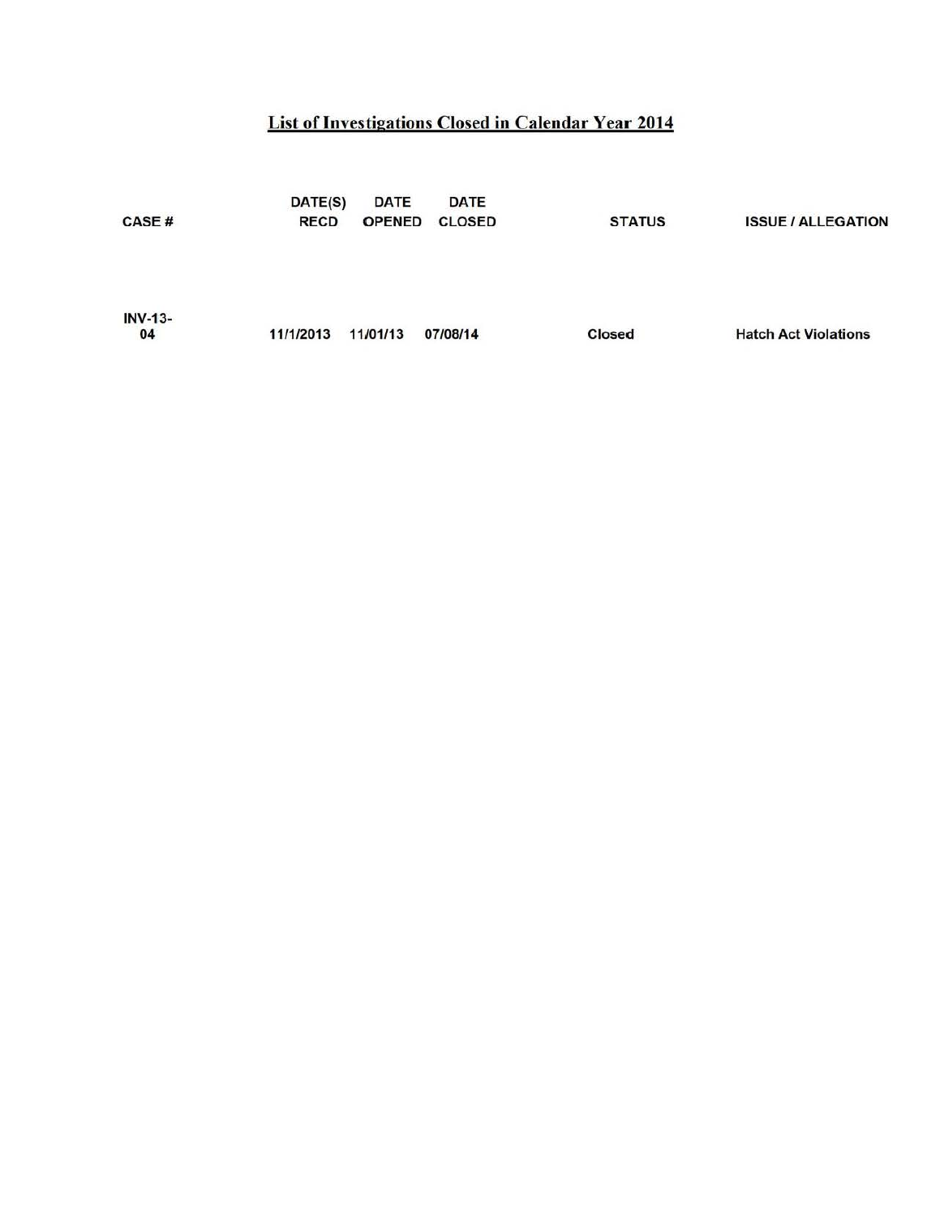# List of Investigations Closed in Calendar Year 2014

| CASE # | DATE(S) RECD | DATE OPENED | DATE CLOSED | STATUS | ISSUE / ALLEGATION |
|---|---|---|---|---|---|
| INV-13-04 | 11/1/2013 | 11/01/13 | 07/08/14 | Closed | Hatch Act Violations |